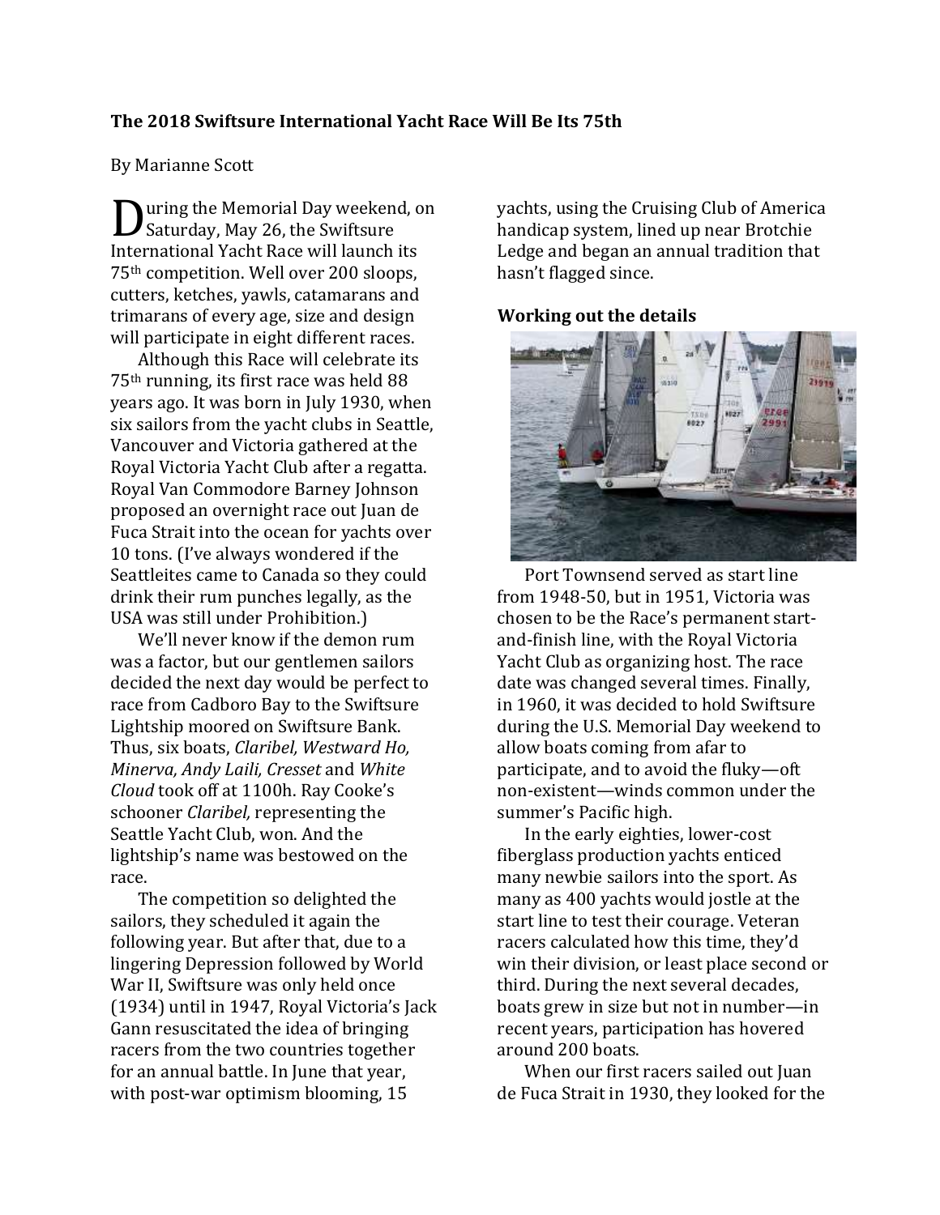## The 2018 Swiftsure International Yacht Race Will Be Its 75th

By Marianne Scott

During the Memorial Day weekend, on Saturday, May 26, the Swiftsure International Yacht Race will launch its 75th competition. Well over 200 sloops, cutters, ketches, yawls, catamarans and trimarans of every age, size and design will participate in eight different races.

Although this Race will celebrate its 75th running, its first race was held 88 years ago. It was born in July 1930, when six sailors from the yacht clubs in Seattle, Vancouver and Victoria gathered at the Royal Victoria Yacht Club after a regatta. Royal Van Commodore Barney Johnson proposed an overnight race out Juan de Fuca Strait into the ocean for yachts over 10 tons. (I've always wondered if the Seattleites came to Canada so they could drink their rum punches legally, as the USA was still under Prohibition.)

We'll never know if the demon rum was a factor, but our gentlemen sailors decided the next day would be perfect to race from Cadboro Bay to the Swiftsure Lightship moored on Swiftsure Bank. Thus, six boats, *Claribel, Westward Ho, Minerva, Andy Laili, Cresset* and *White Cloud* took off at 1100h. Ray Cooke's schooner *Claribel,* representing the Seattle Yacht Club, won. And the lightship's name was bestowed on the race.

The competition so delighted the sailors, they scheduled it again the following year. But after that, due to a lingering Depression followed by World War II, Swiftsure was only held once (1934) until in 1947, Royal Victoria's Jack Gann resuscitated the idea of bringing racers from the two countries together for an annual battle. In June that year, with post-war optimism blooming, 15 yachts, using the Cruising Club of America handicap system, lined up near Brotchie Ledge and began an annual tradition that hasn't flagged since.

### Working out the details

Port Townsend served as start line from 1948-50, but in 1951, Victoria was chosen to be the Race's permanent start-and-finish line, with the Royal Victoria Yacht Club as organizing host. The race date was changed several times. Finally, in 1960, it was decided to hold Swiftsure during the U.S. Memorial Day weekend to allow boats coming from afar to participate, and to avoid the fluky—oft non-existent—winds common under the summer's Pacific high.

In the early eighties, lower-cost fiberglass production yachts enticed many newbie sailors into the sport. As many as 400 yachts would jostle at the start line to test their courage. Veteran racers calculated how this time, they'd win their division, or least place second or third. During the next several decades, boats grew in size but not in number—in recent years, participation has hovered around 200 boats.

When our first racers sailed out Juan de Fuca Strait in 1930, they looked for the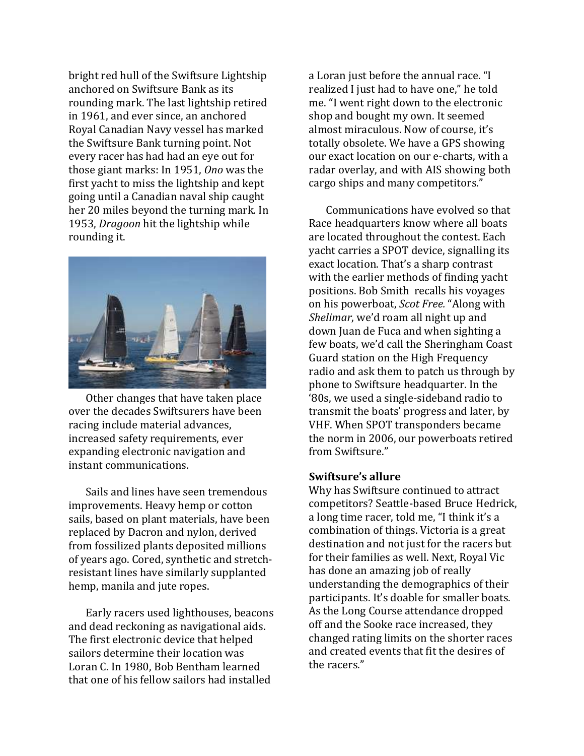bright red hull of the Swiftsure Lightship anchored on Swiftsure Bank as its rounding mark. The last lightship retired in 1961, and ever since, an anchored Royal Canadian Navy vessel has marked the Swiftsure Bank turning point. Not every racer has had had an eye out for those giant marks: In 1951, *Ono* was the first yacht to miss the lightship and kept going until a Canadian naval ship caught her 20 miles beyond the turning mark. In 1953, *Dragoon* hit the lightship while rounding it.

Other changes that have taken place over the decades Swiftsurers have been racing include material advances, increased safety requirements, ever expanding electronic navigation and instant communications.

Sails and lines have seen tremendous improvements. Heavy hemp or cotton sails, based on plant materials, have been replaced by Dacron and nylon, derived from fossilized plants deposited millions of years ago. Cored, synthetic and stretch-resistant lines have similarly supplanted hemp, manila and jute ropes.

Early racers used lighthouses, beacons and dead reckoning as navigational aids. The first electronic device that helped sailors determine their location was Loran C. In 1980, Bob Bentham learned that one of his fellow sailors had installed a Loran just before the annual race. "I realized I just had to have one," he told me. "I went right down to the electronic shop and bought my own. It seemed almost miraculous. Now of course, it's totally obsolete. We have a GPS showing our exact location on our e-charts, with a radar overlay, and with AIS showing both cargo ships and many competitors."

Communications have evolved so that Race headquarters know where all boats are located throughout the contest. Each yacht carries a SPOT device, signalling its exact location. That's a sharp contrast with the earlier methods of finding yacht positions. Bob Smith recalls his voyages on his powerboat, *Scot Free.* "Along with *Shelimar*, we'd roam all night up and down Juan de Fuca and when sighting a few boats, we'd call the Sheringham Coast Guard station on the High Frequency radio and ask them to patch us through by phone to Swiftsure headquarter. In the '80s, we used a single-sideband radio to transmit the boats' progress and later, by VHF. When SPOT transponders became the norm in 2006, our powerboats retired from Swiftsure."

**Swiftsure's allure**

Why has Swiftsure continued to attract competitors? Seattle-based Bruce Hedrick, a long time racer, told me, "I think it's a combination of things. Victoria is a great destination and not just for the racers but for their families as well. Next, Royal Vic has done an amazing job of really understanding the demographics of their participants. It's doable for smaller boats. As the Long Course attendance dropped off and the Sooke race increased, they changed rating limits on the shorter races and created events that fit the desires of the racers."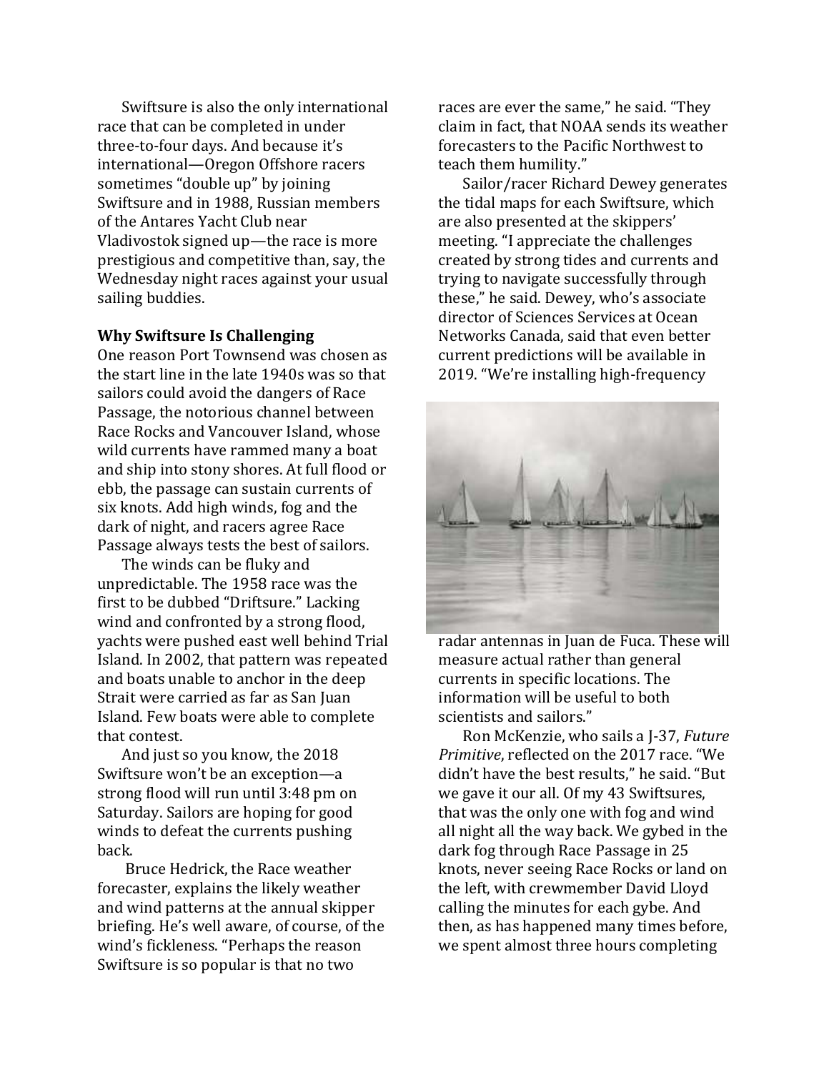Swiftsure is also the only international race that can be completed in under three-to-four days. And because it's international—Oregon Offshore racers sometimes "double up" by joining Swiftsure and in 1988, Russian members of the Antares Yacht Club near Vladivostok signed up—the race is more prestigious and competitive than, say, the Wednesday night races against your usual sailing buddies.

**Why Swiftsure Is Challenging**

One reason Port Townsend was chosen as the start line in the late 1940s was so that sailors could avoid the dangers of Race Passage, the notorious channel between Race Rocks and Vancouver Island, whose wild currents have rammed many a boat and ship into stony shores. At full flood or ebb, the passage can sustain currents of six knots. Add high winds, fog and the dark of night, and racers agree Race Passage always tests the best of sailors.

The winds can be fluky and unpredictable. The 1958 race was the first to be dubbed "Driftsure." Lacking wind and confronted by a strong flood, yachts were pushed east well behind Trial Island. In 2002, that pattern was repeated and boats unable to anchor in the deep Strait were carried as far as San Juan Island. Few boats were able to complete that contest.

And just so you know, the 2018 Swiftsure won't be an exception—a strong flood will run until 3:48 pm on Saturday. Sailors are hoping for good winds to defeat the currents pushing back.

Bruce Hedrick, the Race weather forecaster, explains the likely weather and wind patterns at the annual skipper briefing. He's well aware, of course, of the wind's fickleness. "Perhaps the reason Swiftsure is so popular is that no two races are ever the same," he said. "They claim in fact, that NOAA sends its weather forecasters to the Pacific Northwest to teach them humility."

Sailor/racer Richard Dewey generates the tidal maps for each Swiftsure, which are also presented at the skippers' meeting. "I appreciate the challenges created by strong tides and currents and trying to navigate successfully through these," he said. Dewey, who's associate director of Sciences Services at Ocean Networks Canada, said that even better current predictions will be available in 2019. "We're installing high-frequency radar antennas in Juan de Fuca. These will measure actual rather than general currents in specific locations. The information will be useful to both scientists and sailors."

Ron McKenzie, who sails a J-37, *Future Primitive*, reflected on the 2017 race. "We didn't have the best results," he said. "But we gave it our all. Of my 43 Swiftsures, that was the only one with fog and wind all night all the way back. We gybed in the dark fog through Race Passage in 25 knots, never seeing Race Rocks or land on the left, with crewmember David Lloyd calling the minutes for each gybe. And then, as has happened many times before, we spent almost three hours completing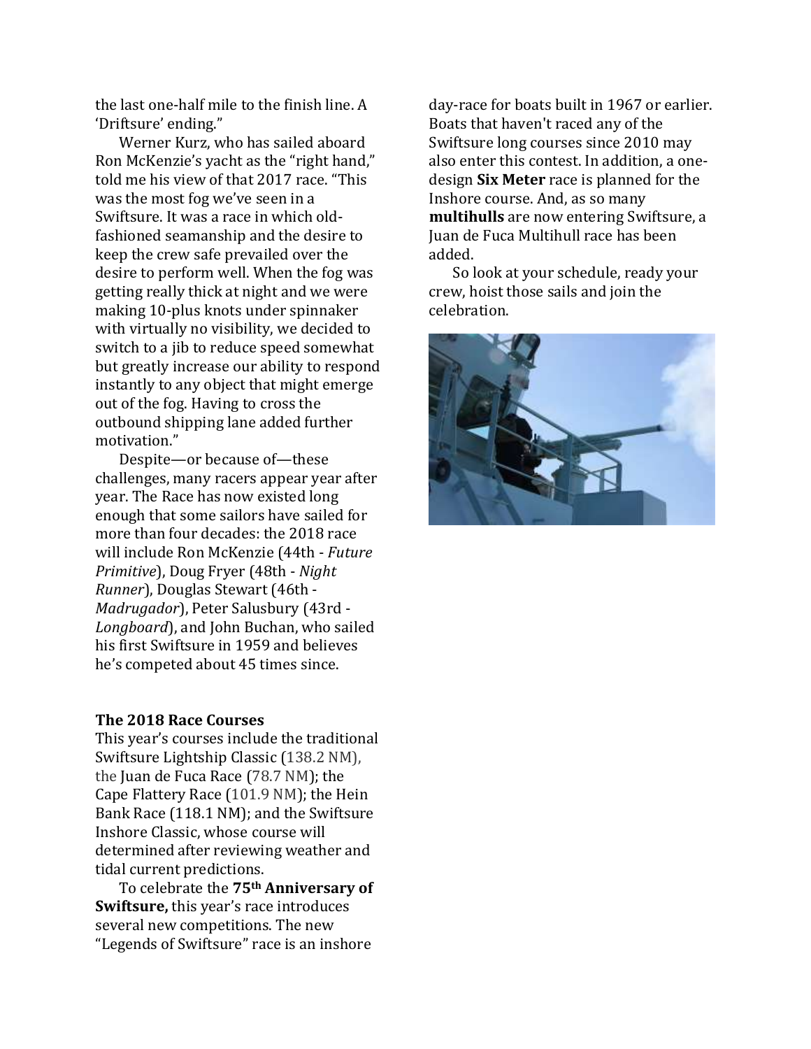the last one-half mile to the finish line. A 'Driftsure' ending."

Werner Kurz, who has sailed aboard Ron McKenzie's yacht as the "right hand," told me his view of that 2017 race. "This was the most fog we've seen in a Swiftsure. It was a race in which old-fashioned seamanship and the desire to keep the crew safe prevailed over the desire to perform well. When the fog was getting really thick at night and we were making 10-plus knots under spinnaker with virtually no visibility, we decided to switch to a jib to reduce speed somewhat but greatly increase our ability to respond instantly to any object that might emerge out of the fog. Having to cross the outbound shipping lane added further motivation."

Despite—or because of—these challenges, many racers appear year after year. The Race has now existed long enough that some sailors have sailed for more than four decades: the 2018 race will include Ron McKenzie (44th - *Future Primitive*), Doug Fryer (48th - *Night Runner*), Douglas Stewart (46th - *Madrugador*), Peter Salusbury (43rd - *Longboard*), and John Buchan, who sailed his first Swiftsure in 1959 and believes he's competed about 45 times since.

**The 2018 Race Courses**

This year's courses include the traditional Swiftsure Lightship Classic (138.2 NM), the Juan de Fuca Race (78.7 NM); the Cape Flattery Race (101.9 NM); the Hein Bank Race (118.1 NM); and the Swiftsure Inshore Classic, whose course will determined after reviewing weather and tidal current predictions.

To celebrate the **75th Anniversary of Swiftsure,** this year's race introduces several new competitions. The new "Legends of Swiftsure" race is an inshore day-race for boats built in 1967 or earlier. Boats that haven't raced any of the Swiftsure long courses since 2010 may also enter this contest. In addition, a one-design **Six Meter** race is planned for the Inshore course. And, as so many **multihulls** are now entering Swiftsure, a Juan de Fuca Multihull race has been added.

So look at your schedule, ready your crew, hoist those sails and join the celebration.